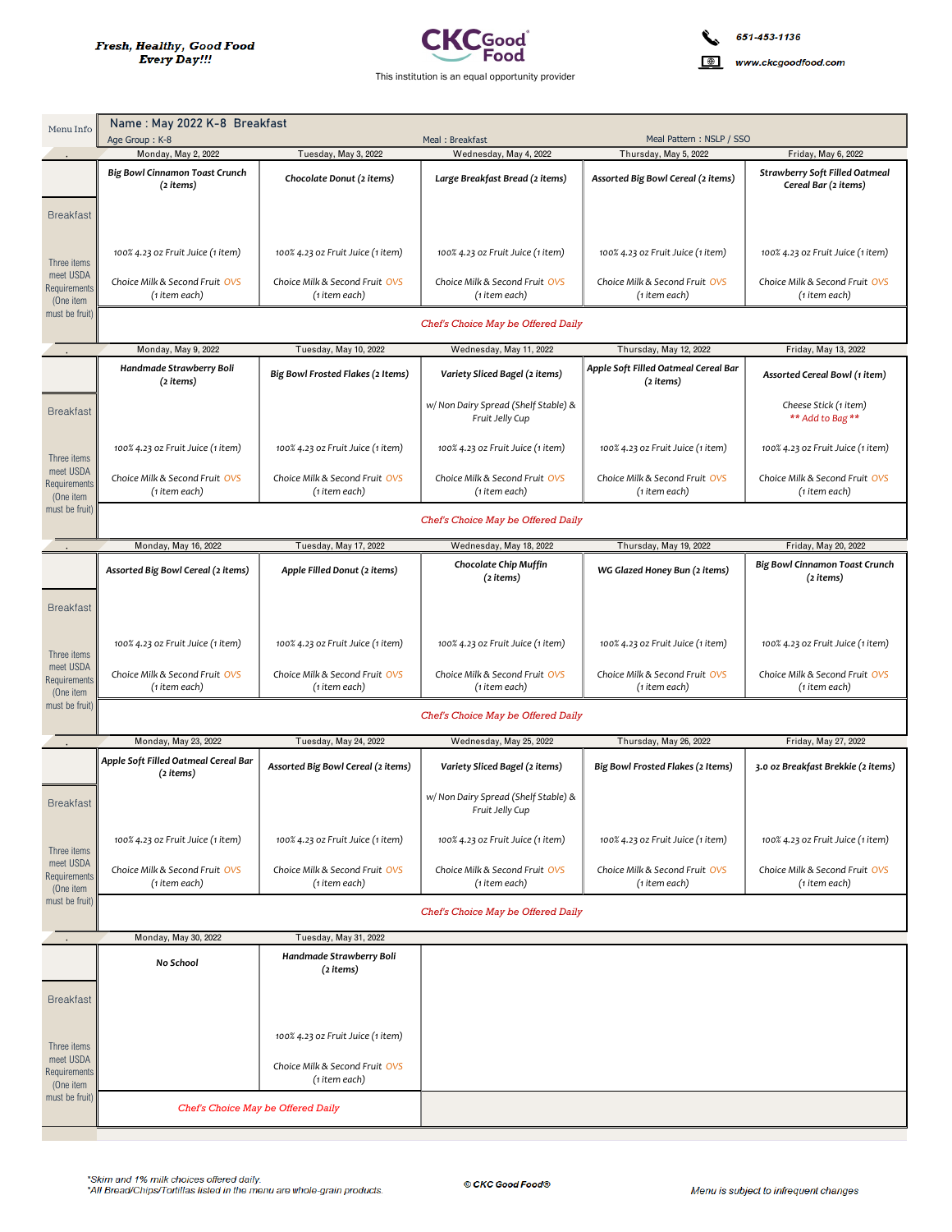Fresh, Healthy, Good Food
Every Day!!!

CKC Good Food

This institution is an equal opportunity provider

651-453-1136

www.ckcgoodfood.com

**Menu Info**

**Name : May 2022 K-8 Breakfast**

Age Group : K-8 | Meal : Breakfast | Meal Pattern : NSLP / SSO

| | Monday, May 2, 2022 | Tuesday, May 3, 2022 | Wednesday, May 4, 2022 | Thursday, May 5, 2022 | Friday, May 6, 2022 |
|---|---|---|---|---|---|
| Breakfast<br><br>Three items meet USDA Requirements (One item must be fruit) | *Big Bowl Cinnamon Toast Crunch (2 items)*<br><br>100% 4.23 oz Fruit Juice (1 item)<br><br>Choice Milk & Second Fruit OVS (1 item each) | *Chocolate Donut (2 items)*<br><br>100% 4.23 oz Fruit Juice (1 item)<br><br>Choice Milk & Second Fruit OVS (1 item each) | *Large Breakfast Bread (2 items)*<br><br>100% 4.23 oz Fruit Juice (1 item)<br><br>Choice Milk & Second Fruit OVS (1 item each) | *Assorted Big Bowl Cereal (2 items)*<br><br>100% 4.23 oz Fruit Juice (1 item)<br><br>Choice Milk & Second Fruit OVS (1 item each) | *Strawberry Soft Filled Oatmeal Cereal Bar (2 items)*<br><br>100% 4.23 oz Fruit Juice (1 item)<br><br>Choice Milk & Second Fruit OVS (1 item each) |
| | *Chef's Choice May be Offered Daily* | | | | |
| | Monday, May 9, 2022 | Tuesday, May 10, 2022 | Wednesday, May 11, 2022 | Thursday, May 12, 2022 | Friday, May 13, 2022 |
| Breakfast<br><br>Three items meet USDA Requirements (One item must be fruit) | *Handmade Strawberry Boli (2 items)*<br><br>100% 4.23 oz Fruit Juice (1 item)<br><br>Choice Milk & Second Fruit OVS (1 item each) | *Big Bowl Frosted Flakes (2 Items)*<br><br>100% 4.23 oz Fruit Juice (1 item)<br><br>Choice Milk & Second Fruit OVS (1 item each) | *Variety Sliced Bagel (2 items)*<br><br>w/ Non Dairy Spread (Shelf Stable) & Fruit Jelly Cup<br><br>100% 4.23 oz Fruit Juice (1 item)<br><br>Choice Milk & Second Fruit OVS (1 item each) | *Apple Soft Filled Oatmeal Cereal Bar (2 items)*<br><br>100% 4.23 oz Fruit Juice (1 item)<br><br>Choice Milk & Second Fruit OVS (1 item each) | *Assorted Cereal Bowl (1 item)*<br><br>Cheese Stick (1 item)<br>** Add to Bag **<br><br>100% 4.23 oz Fruit Juice (1 item)<br><br>Choice Milk & Second Fruit OVS (1 item each) |
| | *Chef's Choice May be Offered Daily* | | | | |
| | Monday, May 16, 2022 | Tuesday, May 17, 2022 | Wednesday, May 18, 2022 | Thursday, May 19, 2022 | Friday, May 20, 2022 |
| Breakfast<br><br>Three items meet USDA Requirements (One item must be fruit) | *Assorted Big Bowl Cereal (2 items)*<br><br>100% 4.23 oz Fruit Juice (1 item)<br><br>Choice Milk & Second Fruit OVS (1 item each) | *Apple Filled Donut (2 items)*<br><br>100% 4.23 oz Fruit Juice (1 item)<br><br>Choice Milk & Second Fruit OVS (1 item each) | *Chocolate Chip Muffin (2 items)*<br><br>100% 4.23 oz Fruit Juice (1 item)<br><br>Choice Milk & Second Fruit OVS (1 item each) | *WG Glazed Honey Bun (2 items)*<br><br>100% 4.23 oz Fruit Juice (1 item)<br><br>Choice Milk & Second Fruit OVS (1 item each) | *Big Bowl Cinnamon Toast Crunch (2 items)*<br><br>100% 4.23 oz Fruit Juice (1 item)<br><br>Choice Milk & Second Fruit OVS (1 item each) |
| | *Chef's Choice May be Offered Daily* | | | | |
| | Monday, May 23, 2022 | Tuesday, May 24, 2022 | Wednesday, May 25, 2022 | Thursday, May 26, 2022 | Friday, May 27, 2022 |
| Breakfast<br><br>Three items meet USDA Requirements (One item must be fruit) | *Apple Soft Filled Oatmeal Cereal Bar (2 items)*<br><br>100% 4.23 oz Fruit Juice (1 item)<br><br>Choice Milk & Second Fruit OVS (1 item each) | *Assorted Big Bowl Cereal (2 items)*<br><br>100% 4.23 oz Fruit Juice (1 item)<br><br>Choice Milk & Second Fruit OVS (1 item each) | *Variety Sliced Bagel (2 items)*<br><br>w/ Non Dairy Spread (Shelf Stable) & Fruit Jelly Cup<br><br>100% 4.23 oz Fruit Juice (1 item)<br><br>Choice Milk & Second Fruit OVS (1 item each) | *Big Bowl Frosted Flakes (2 Items)*<br><br>100% 4.23 oz Fruit Juice (1 item)<br><br>Choice Milk & Second Fruit OVS (1 item each) | *3.0 oz Breakfast Brekkie (2 items)*<br><br>100% 4.23 oz Fruit Juice (1 item)<br><br>Choice Milk & Second Fruit OVS (1 item each) |
| | *Chef's Choice May be Offered Daily* | | | | |
| | Monday, May 30, 2022 | Tuesday, May 31, 2022 | | | |
| Breakfast<br><br>Three items meet USDA Requirements (One item must be fruit) | *No School* | *Handmade Strawberry Boli (2 items)*<br><br>100% 4.23 oz Fruit Juice (1 item)<br><br>Choice Milk & Second Fruit OVS (1 item each) | | | |
| | *Chef's Choice May be Offered Daily* | | | | |

*Skim and 1% milk choices offered daily.
*All Bread/Chips/Tortillas listed in the menu are whole-grain products.

© CKC Good Food®

Menu is subject to infrequent changes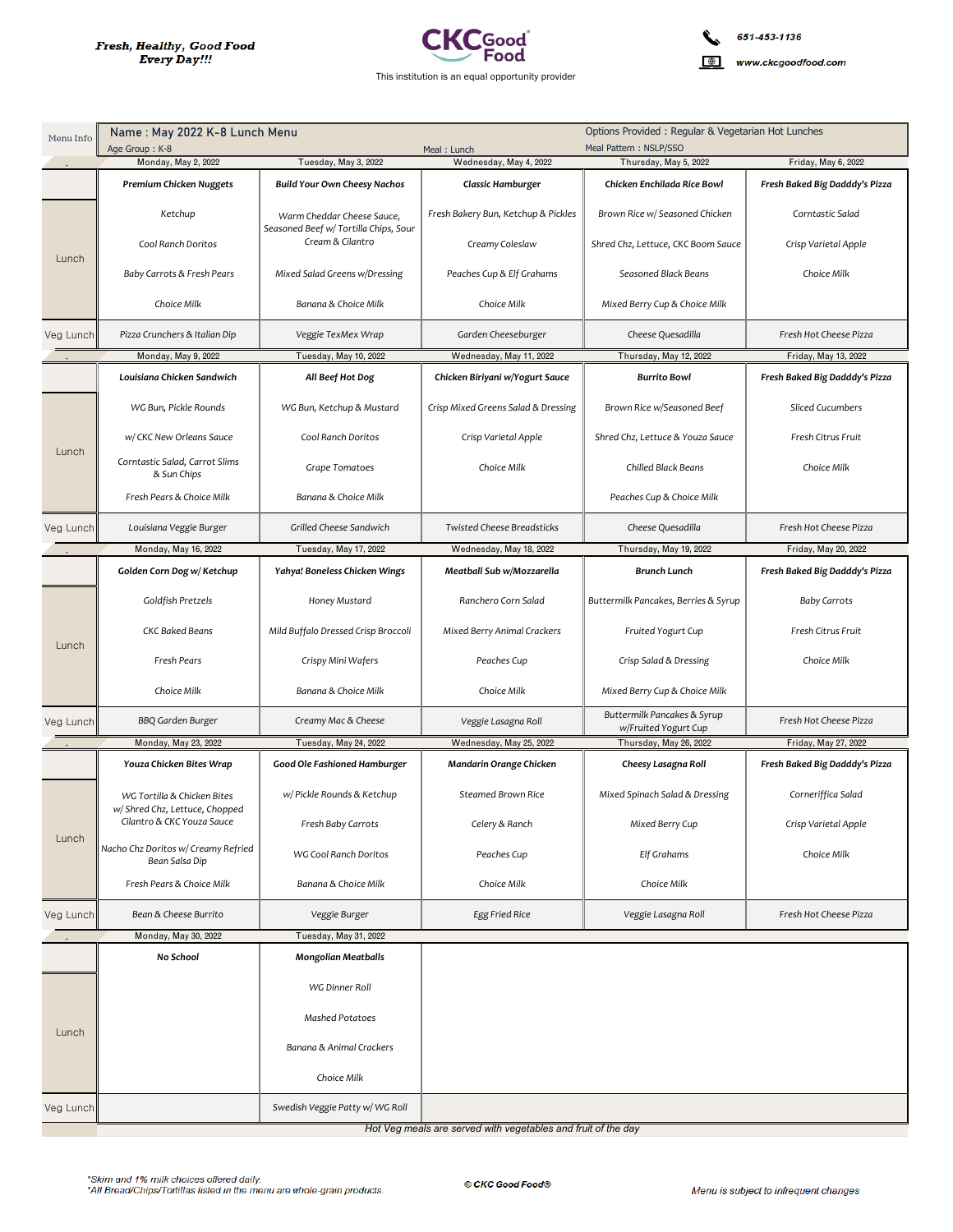*Fresh, Healthy, Good Food Every Day!!!*

**CKC Good Food**

This institution is an equal opportunity provider

651-453-1136

www.ckcgoodfood.com

| Menu Info | Name : May 2022 K-8 Lunch Menu<br>Age Group : K-8 | | Meal : Lunch | Options Provided : Regular & Vegetarian Hot Lunches<br>Meal Pattern : NSLP/SSO | |
|---|---|---|---|---|---|
| . | Monday, May 2, 2022 | Tuesday, May 3, 2022 | Wednesday, May 4, 2022 | Thursday, May 5, 2022 | Friday, May 6, 2022 |
| Lunch | **Premium Chicken Nuggets**<br>Ketchup<br>Cool Ranch Doritos<br>Baby Carrots & Fresh Pears<br>Choice Milk | **Build Your Own Cheesy Nachos**<br>Warm Cheddar Cheese Sauce, Seasoned Beef w/ Tortilla Chips, Sour Cream & Cilantro<br>Mixed Salad Greens w/Dressing<br>Banana & Choice Milk | **Classic Hamburger**<br>Fresh Bakery Bun, Ketchup & Pickles<br>Creamy Coleslaw<br>Peaches Cup & Elf Grahams<br>Choice Milk | **Chicken Enchilada Rice Bowl**<br>Brown Rice w/ Seasoned Chicken<br>Shred Chz, Lettuce, CKC Boom Sauce<br>Seasoned Black Beans<br>Mixed Berry Cup & Choice Milk | **Fresh Baked Big Dadddy's Pizza**<br>Corntastic Salad<br>Crisp Varietal Apple<br>Choice Milk |
| Veg Lunch | Pizza Crunchers & Italian Dip | Veggie TexMex Wrap | Garden Cheeseburger | Cheese Quesadilla | Fresh Hot Cheese Pizza |
| . | Monday, May 9, 2022 | Tuesday, May 10, 2022 | Wednesday, May 11, 2022 | Thursday, May 12, 2022 | Friday, May 13, 2022 |
| Lunch | **Louisiana Chicken Sandwich**<br>WG Bun, Pickle Rounds<br>w/ CKC New Orleans Sauce<br>Corntastic Salad, Carrot Slims & Sun Chips<br>Fresh Pears & Choice Milk | **All Beef Hot Dog**<br>WG Bun, Ketchup & Mustard<br>Cool Ranch Doritos<br>Grape Tomatoes<br>Banana & Choice Milk | **Chicken Biriyani w/Yogurt Sauce**<br>Crisp Mixed Greens Salad & Dressing<br>Crisp Varietal Apple<br>Choice Milk | **Burrito Bowl**<br>Brown Rice w/Seasoned Beef<br>Shred Chz, Lettuce & Youza Sauce<br>Chilled Black Beans<br>Peaches Cup & Choice Milk | **Fresh Baked Big Dadddy's Pizza**<br>Sliced Cucumbers<br>Fresh Citrus Fruit<br>Choice Milk |
| Veg Lunch | Louisiana Veggie Burger | Grilled Cheese Sandwich | Twisted Cheese Breadsticks | Cheese Quesadilla | Fresh Hot Cheese Pizza |
| . | Monday, May 16, 2022 | Tuesday, May 17, 2022 | Wednesday, May 18, 2022 | Thursday, May 19, 2022 | Friday, May 20, 2022 |
| Lunch | **Golden Corn Dog w/ Ketchup**<br>Goldfish Pretzels<br>CKC Baked Beans<br>Fresh Pears<br>Choice Milk | **Yahya! Boneless Chicken Wings**<br>Honey Mustard<br>Mild Buffalo Dressed Crisp Broccoli<br>Crispy Mini Wafers<br>Banana & Choice Milk | **Meatball Sub w/Mozzarella**<br>Ranchero Corn Salad<br>Mixed Berry Animal Crackers<br>Peaches Cup<br>Choice Milk | **Brunch Lunch**<br>Buttermilk Pancakes, Berries & Syrup<br>Fruited Yogurt Cup<br>Crisp Salad & Dressing<br>Mixed Berry Cup & Choice Milk | **Fresh Baked Big Dadddy's Pizza**<br>Baby Carrots<br>Fresh Citrus Fruit<br>Choice Milk |
| Veg Lunch | BBQ Garden Burger | Creamy Mac & Cheese | Veggie Lasagna Roll | Buttermilk Pancakes & Syrup w/Fruited Yogurt Cup | Fresh Hot Cheese Pizza |
| . | Monday, May 23, 2022 | Tuesday, May 24, 2022 | Wednesday, May 25, 2022 | Thursday, May 26, 2022 | Friday, May 27, 2022 |
| Lunch | **Youza Chicken Bites Wrap**<br>WG Tortilla & Chicken Bites w/ Shred Chz, Lettuce, Chopped Cilantro & CKC Youza Sauce<br>Nacho Chz Doritos w/ Creamy Refried Bean Salsa Dip<br>Fresh Pears & Choice Milk | **Good Ole Fashioned Hamburger**<br>w/ Pickle Rounds & Ketchup<br>Fresh Baby Carrots<br>WG Cool Ranch Doritos<br>Banana & Choice Milk | **Mandarin Orange Chicken**<br>Steamed Brown Rice<br>Celery & Ranch<br>Peaches Cup<br>Choice Milk | **Cheesy Lasagna Roll**<br>Mixed Spinach Salad & Dressing<br>Mixed Berry Cup<br>Elf Grahams<br>Choice Milk | **Fresh Baked Big Dadddy's Pizza**<br>Corneriffica Salad<br>Crisp Varietal Apple<br>Choice Milk |
| Veg Lunch | Bean & Cheese Burrito | Veggie Burger | Egg Fried Rice | Veggie Lasagna Roll | Fresh Hot Cheese Pizza |
| . | Monday, May 30, 2022 | Tuesday, May 31, 2022 | | | |
| Lunch | **No School** | **Mongolian Meatballs**<br>WG Dinner Roll<br>Mashed Potatoes<br>Banana & Animal Crackers<br>Choice Milk | | | |
| Veg Lunch | | Swedish Veggie Patty w/ WG Roll | | | |

*Hot Veg meals are served with vegetables and fruit of the day*

*Skim and 1% milk choices offered daily.
*All Bread/Chips/Tortillas listed in the menu are whole-grain products.

© CKC Good Food®

*Menu is subject to infrequent changes*